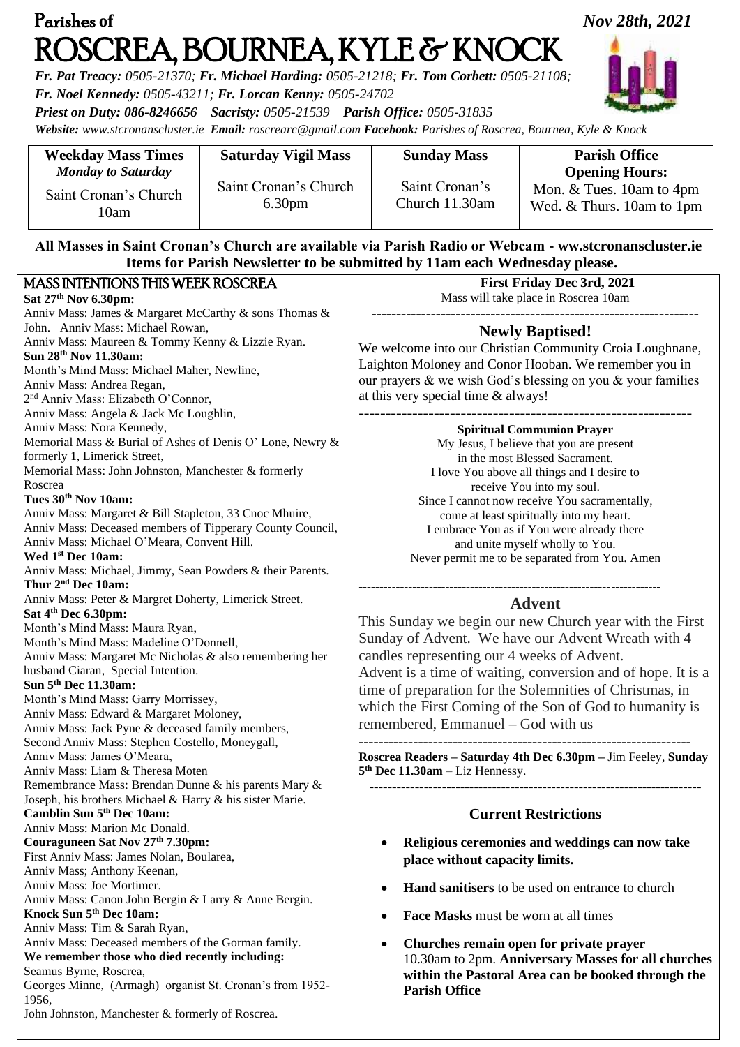Parishes of *Nov 28th, 2021*

# ROSCREA, BOURNEA, KYLE & KNOCK

*Fr. Pat Treacy: 0505-21370; Fr. Michael Harding: 0505-21218; Fr. Tom Corbett: 0505-21108; Fr. Noel Kennedy: 0505-43211; Fr. Lorcan Kenny: 0505-24702*

*Priest on Duty: 086-8246656 Sacristy: 0505-21539 Parish Office: 0505-31835*

*Website: www.stcronanscluster.ie Email: roscrearc@gmail.com Facebook: Parishes of Roscrea, Bournea, Kyle & Knock*

| Weekday Mass Times *Monday to Saturday* | Saturday Vigil Mass | Sunday Mass | Parish Office Opening Hours: |
|---|---|---|---|
| Saint Cronan's Church 10am | Saint Cronan's Church 6.30pm | Saint Cronan's Church 11.30am | Mon. & Tues. 10am to 4pm Wed. & Thurs. 10am to 1pm |

**All Masses in Saint Cronan's Church are available via Parish Radio or Webcam - ww.stcronanscluster.ie**
**Items for Parish Newsletter to be submitted by 11am each Wednesday please.**

## MASS INTENTIONS THIS WEEK ROSCREA

**Sat 27th Nov 6.30pm:**
Anniv Mass: James & Margaret McCarthy & sons Thomas & John. Anniv Mass: Michael Rowan,
Anniv Mass: Maureen & Tommy Kenny & Lizzie Ryan.

**Sun 28th Nov 11.30am:**
Month's Mind Mass: Michael Maher, Newline,
Anniv Mass: Andrea Regan,
2nd Anniv Mass: Elizabeth O'Connor,
Anniv Mass: Angela & Jack Mc Loughlin,
Anniv Mass: Nora Kennedy,
Memorial Mass & Burial of Ashes of Denis O' Lone, Newry & formerly 1, Limerick Street,
Memorial Mass: John Johnston, Manchester & formerly Roscrea

**Tues 30th Nov 10am:**
Anniv Mass: Margaret & Bill Stapleton, 33 Cnoc Mhuire,
Anniv Mass: Deceased members of Tipperary County Council,
Anniv Mass: Michael O'Meara, Convent Hill.

**Wed 1st Dec 10am:**
Anniv Mass: Michael, Jimmy, Sean Powders & their Parents.

**Thur 2nd Dec 10am:**
Anniv Mass: Peter & Margret Doherty, Limerick Street.

**Sat 4th Dec 6.30pm:**
Month's Mind Mass: Maura Ryan,
Month's Mind Mass: Madeline O'Donnell,
Anniv Mass: Margaret Mc Nicholas & also remembering her husband Ciaran, Special Intention.

**Sun 5th Dec 11.30am:**
Month's Mind Mass: Garry Morrissey,
Anniv Mass: Edward & Margaret Moloney,
Anniv Mass: Jack Pyne & deceased family members,
Second Anniv Mass: Stephen Costello, Moneygall,
Anniv Mass: James O'Meara,
Anniv Mass: Liam & Theresa Moten
Remembrance Mass: Brendan Dunne & his parents Mary & Joseph, his brothers Michael & Harry & his sister Marie.

**Camblin Sun 5th Dec 10am:**
Anniv Mass: Marion Mc Donald.

**Couraguneen Sat Nov 27th 7.30pm:**
First Anniv Mass: James Nolan, Boularea,
Anniv Mass; Anthony Keenan,
Anniv Mass: Joe Mortimer.
Anniv Mass: Canon John Bergin & Larry & Anne Bergin.

**Knock Sun 5th Dec 10am:**
Anniv Mass: Tim & Sarah Ryan,
Anniv Mass: Deceased members of the Gorman family.

**We remember those who died recently including:**
Seamus Byrne, Roscrea,
Georges Minne, (Armagh) organist St. Cronan's from 1952-1956,
John Johnston, Manchester & formerly of Roscrea.

**First Friday Dec 3rd, 2021**
Mass will take place in Roscrea 10am

---

## Newly Baptised!

We welcome into our Christian Community Croia Loughnane, Laighton Moloney and Conor Hooban. We remember you in our prayers & we wish God's blessing on you & your families at this very special time & always!

---

**Spiritual Communion Prayer**

My Jesus, I believe that you are present
in the most Blessed Sacrament.
I love You above all things and I desire to
receive You into my soul.
Since I cannot now receive You sacramentally,
come at least spiritually into my heart.
I embrace You as if You were already there
and unite myself wholly to You.
Never permit me to be separated from You. Amen

---

## Advent

This Sunday we begin our new Church year with the First Sunday of Advent. We have our Advent Wreath with 4 candles representing our 4 weeks of Advent.
Advent is a time of waiting, conversion and of hope. It is a time of preparation for the Solemnities of Christmas, in which the First Coming of the Son of God to humanity is remembered, Emmanuel – God with us

---

**Roscrea Readers – Saturday 4th Dec 6.30pm –** Jim Feeley, **Sunday 5th Dec 11.30am** – Liz Hennessy.

---

## Current Restrictions

- **Religious ceremonies and weddings can now take place without capacity limits.**
- **Hand sanitisers** to be used on entrance to church
- **Face Masks** must be worn at all times
- **Churches remain open for private prayer** 10.30am to 2pm. **Anniversary Masses for all churches within the Pastoral Area can be booked through the Parish Office**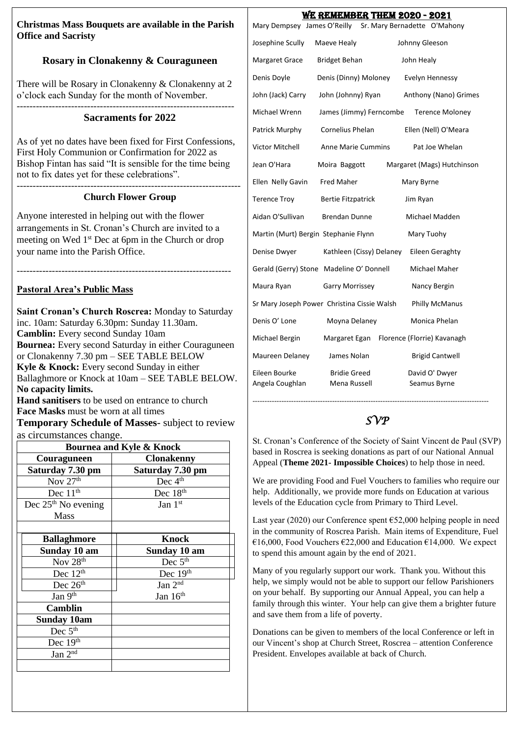**Christmas Mass Bouquets are available in the Parish Office and Sacristy**

## Rosary in Clonakenny & Couraguneen

There will be Rosary in Clonakenny & Clonakenny at 2 o'clock each Sunday for the month of November.

---

## Sacraments for 2022

As of yet no dates have been fixed for First Confessions, First Holy Communion or Confirmation for 2022 as Bishop Fintan has said "It is sensible for the time being not to fix dates yet for these celebrations".

---

## Church Flower Group

Anyone interested in helping out with the flower arrangements in St. Cronan's Church are invited to a meeting on Wed 1st Dec at 6pm in the Church or drop your name into the Parish Office.

---

## Pastoral Area's Public Mass

**Saint Cronan's Church Roscrea:** Monday to Saturday inc. 10am: Saturday 6.30pm: Sunday 11.30am.
**Camblin:** Every second Sunday 10am
**Bournea:** Every second Saturday in either Couraguneen or Clonakenny 7.30 pm – SEE TABLE BELOW
**Kyle & Knock:** Every second Sunday in either Ballaghmore or Knock at 10am – SEE TABLE BELOW.
**No capacity limits.**
**Hand sanitisers** to be used on entrance to church
**Face Masks** must be worn at all times
**Temporary Schedule of Masses**- subject to review as circumstances change.

| **Bournea and Kyle & Knock** | |
|---|---|
| **Couraguneen** | **Clonakenny** |
| **Saturday 7.30 pm** | **Saturday 7.30 pm** |
| Nov 27th | Dec 4th |
| Dec 11th | Dec 18th |
| Dec 25th No evening Mass | Jan 1st |
| | |
| **Ballaghmore** | **Knock** |
| **Sunday 10 am** | **Sunday 10 am** |
| Nov 28th | Dec 5th |
| Dec 12th | Dec 19th |
| Dec 26th | Jan 2nd |
| Jan 9th | Jan 16th |
| **Camblin** | |
| **Sunday 10am** | |
| Dec 5th | |
| Dec 19th | |
| Jan 2nd | |
| | |

## WE REMEMBER THEM 2020 - 2021

| | | |
|---|---|---|
| Mary Dempsey | James O'Reilly | Sr. Mary Bernadette O'Mahony |
| Josephine Scully | Maeve Healy | Johnny Gleeson |
| Margaret Grace | Bridget Behan | John Healy |
| Denis Doyle | Denis (Dinny) Moloney | Evelyn Hennessy |
| John (Jack) Carry | John (Johnny) Ryan | Anthony (Nano) Grimes |
| Michael Wrenn | James (Jimmy) Ferncombe | Terence Moloney |
| Patrick Murphy | Cornelius Phelan | Ellen (Nell) O'Meara |
| Victor Mitchell | Anne Marie Cummins | Pat Joe Whelan |
| Jean O'Hara | Moira Baggott | Margaret (Mags) Hutchinson |
| Ellen Nelly Gavin | Fred Maher | Mary Byrne |
| Terence Troy | Bertie Fitzpatrick | Jim Ryan |
| Aidan O'Sullivan | Brendan Dunne | Michael Madden |
| Martin (Murt) Bergin | Stephanie Flynn | Mary Tuohy |
| Denise Dwyer | Kathleen (Cissy) Delaney | Eileen Geraghty |
| Gerald (Gerry) Stone | Madeline O' Donnell | Michael Maher |
| Maura Ryan | Garry Morrissey | Nancy Bergin |
| Sr Mary Joseph Power | Christina Cissie Walsh | Philly McManus |
| Denis O' Lone | Moyna Delaney | Monica Phelan |
| Michael Bergin | Margaret Egan | Florence (Florrie) Kavanagh |
| Maureen Delaney | James Nolan | Brigid Cantwell |
| Eileen Bourke | Bridie Greed | David O' Dwyer |
| Angela Coughlan | Mena Russell | Seamus Byrne |

---

## *SVP*

St. Cronan's Conference of the Society of Saint Vincent de Paul (SVP) based in Roscrea is seeking donations as part of our National Annual Appeal (**Theme 2021- Impossible Choices**) to help those in need.

We are providing Food and Fuel Vouchers to families who require our help. Additionally, we provide more funds on Education at various levels of the Education cycle from Primary to Third Level.

Last year (2020) our Conference spent €52,000 helping people in need in the community of Roscrea Parish. Main items of Expenditure, Fuel €16,000, Food Vouchers €22,000 and Education €14,000. We expect to spend this amount again by the end of 2021.

Many of you regularly support our work. Thank you. Without this help, we simply would not be able to support our fellow Parishioners on your behalf. By supporting our Annual Appeal, you can help a family through this winter. Your help can give them a brighter future and save them from a life of poverty.

Donations can be given to members of the local Conference or left in our Vincent's shop at Church Street, Roscrea – attention Conference President. Envelopes available at back of Church.